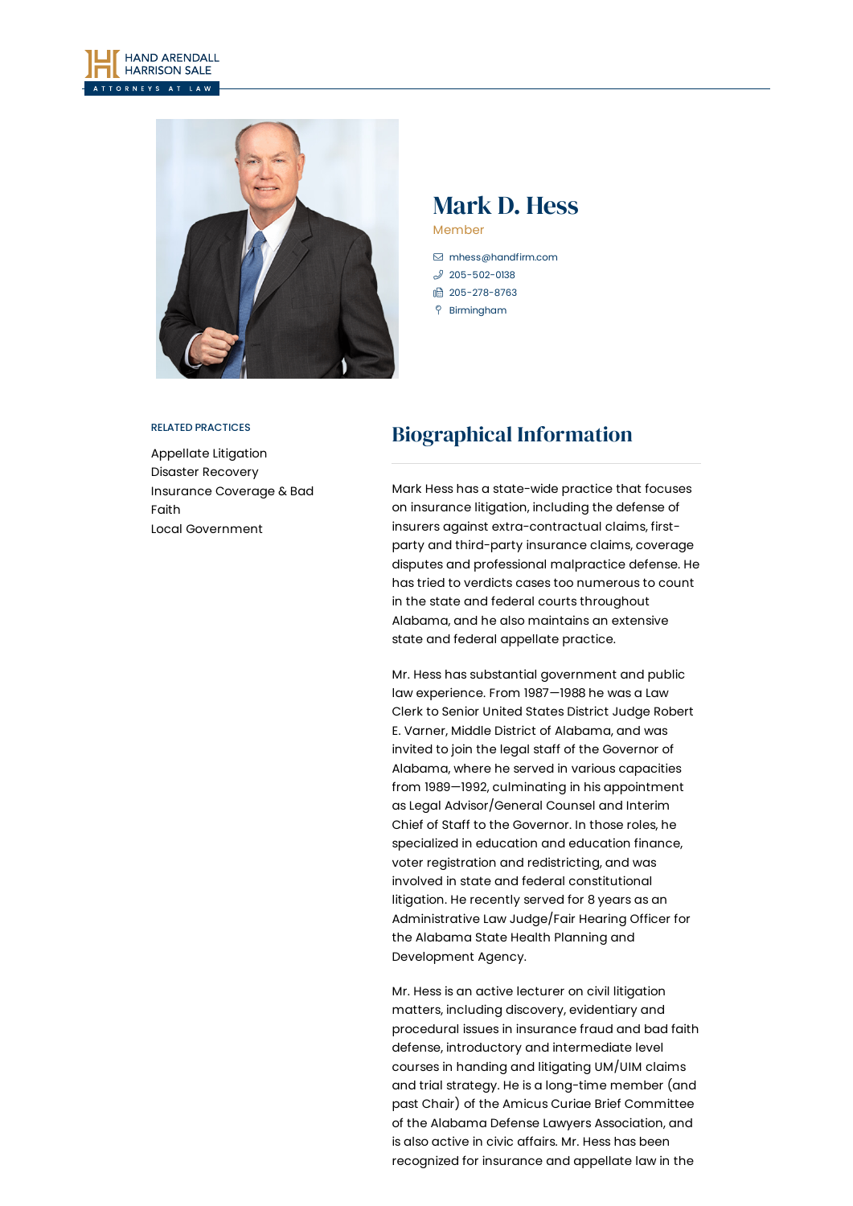HAND ARENDALL HARRISON SALE

ATTORNEYS AT LAW

# Mark D. Hess

Member

- mhess@handfirm.com
- 205-502-0138
- 205-278-8763
- Birmingham

## RELATED PRACTICES

- Appellate Litigation
- Disaster Recovery
- Insurance Coverage & Bad Faith
- Local Government

## Biographical Information

Mark Hess has a state-wide practice that focuses on insurance litigation, including the defense of insurers against extra-contractual claims, first-party and third-party insurance claims, coverage disputes and professional malpractice defense. He has tried to verdicts cases too numerous to count in the state and federal courts throughout Alabama, and he also maintains an extensive state and federal appellate practice.

Mr. Hess has substantial government and public law experience. From 1987—1988 he was a Law Clerk to Senior United States District Judge Robert E. Varner, Middle District of Alabama, and was invited to join the legal staff of the Governor of Alabama, where he served in various capacities from 1989—1992, culminating in his appointment as Legal Advisor/General Counsel and Interim Chief of Staff to the Governor. In those roles, he specialized in education and education finance, voter registration and redistricting, and was involved in state and federal constitutional litigation. He recently served for 8 years as an Administrative Law Judge/Fair Hearing Officer for the Alabama State Health Planning and Development Agency.

Mr. Hess is an active lecturer on civil litigation matters, including discovery, evidentiary and procedural issues in insurance fraud and bad faith defense, introductory and intermediate level courses in handing and litigating UM/UIM claims and trial strategy. He is a long-time member (and past Chair) of the Amicus Curiae Brief Committee of the Alabama Defense Lawyers Association, and is also active in civic affairs. Mr. Hess has been recognized for insurance and appellate law in the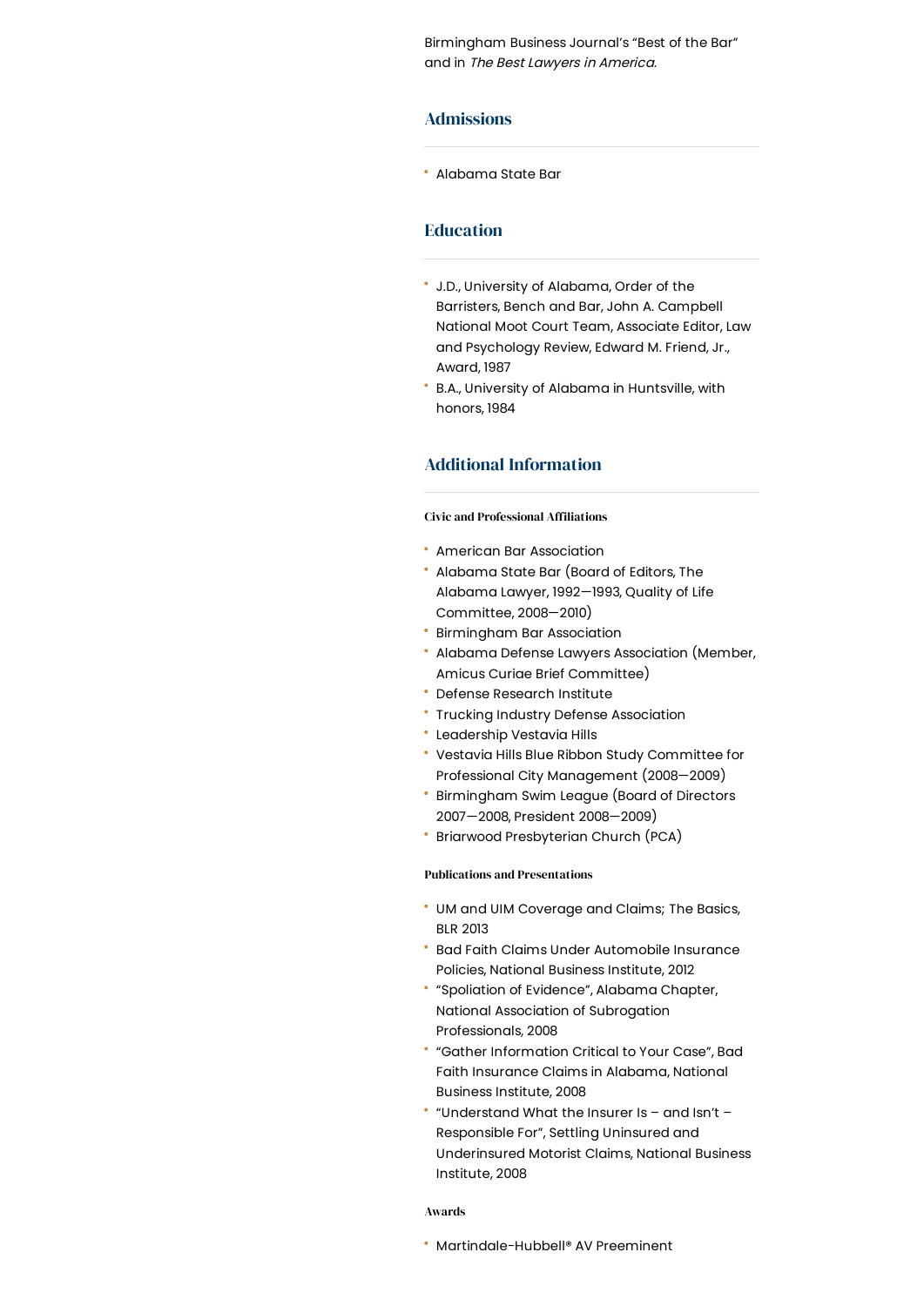Birmingham Business Journal's "Best of the Bar" and in *The Best Lawyers in America.*

## Admissions

- Alabama State Bar

## Education

- J.D., University of Alabama, Order of the Barristers, Bench and Bar, John A. Campbell National Moot Court Team, Associate Editor, Law and Psychology Review, Edward M. Friend, Jr., Award, 1987
- B.A., University of Alabama in Huntsville, with honors, 1984

## Additional Information

#### Civic and Professional Affiliations

- American Bar Association
- Alabama State Bar (Board of Editors, The Alabama Lawyer, 1992—1993, Quality of Life Committee, 2008—2010)
- Birmingham Bar Association
- Alabama Defense Lawyers Association (Member, Amicus Curiae Brief Committee)
- Defense Research Institute
- Trucking Industry Defense Association
- Leadership Vestavia Hills
- Vestavia Hills Blue Ribbon Study Committee for Professional City Management (2008—2009)
- Birmingham Swim League (Board of Directors 2007—2008, President 2008—2009)
- Briarwood Presbyterian Church (PCA)

#### Publications and Presentations

- UM and UIM Coverage and Claims; The Basics, BLR 2013
- Bad Faith Claims Under Automobile Insurance Policies, National Business Institute, 2012
- "Spoliation of Evidence", Alabama Chapter, National Association of Subrogation Professionals, 2008
- "Gather Information Critical to Your Case", Bad Faith Insurance Claims in Alabama, National Business Institute, 2008
- "Understand What the Insurer Is – and Isn't – Responsible For", Settling Uninsured and Underinsured Motorist Claims, National Business Institute, 2008

#### Awards

- Martindale-Hubbell® AV Preeminent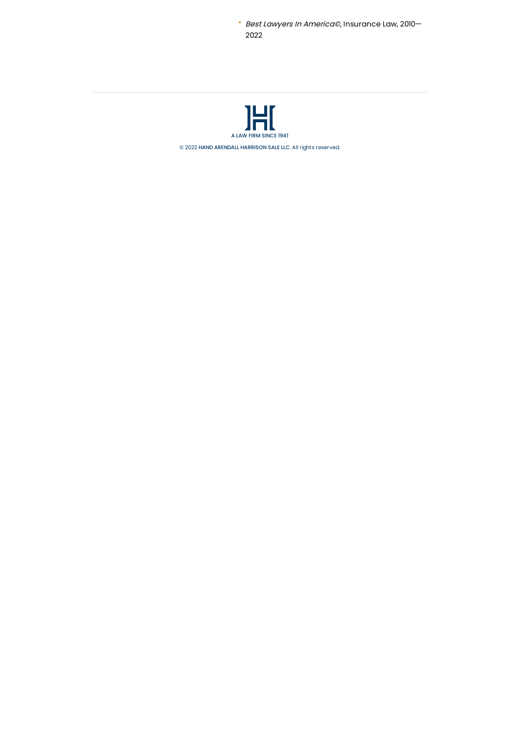- *Best Lawyers In America©*, Insurance Law, 2010—2022

---

A LAW FIRM SINCE 1941

© 2022 HAND ARENDALL HARRISON SALE LLC. All rights reserved.